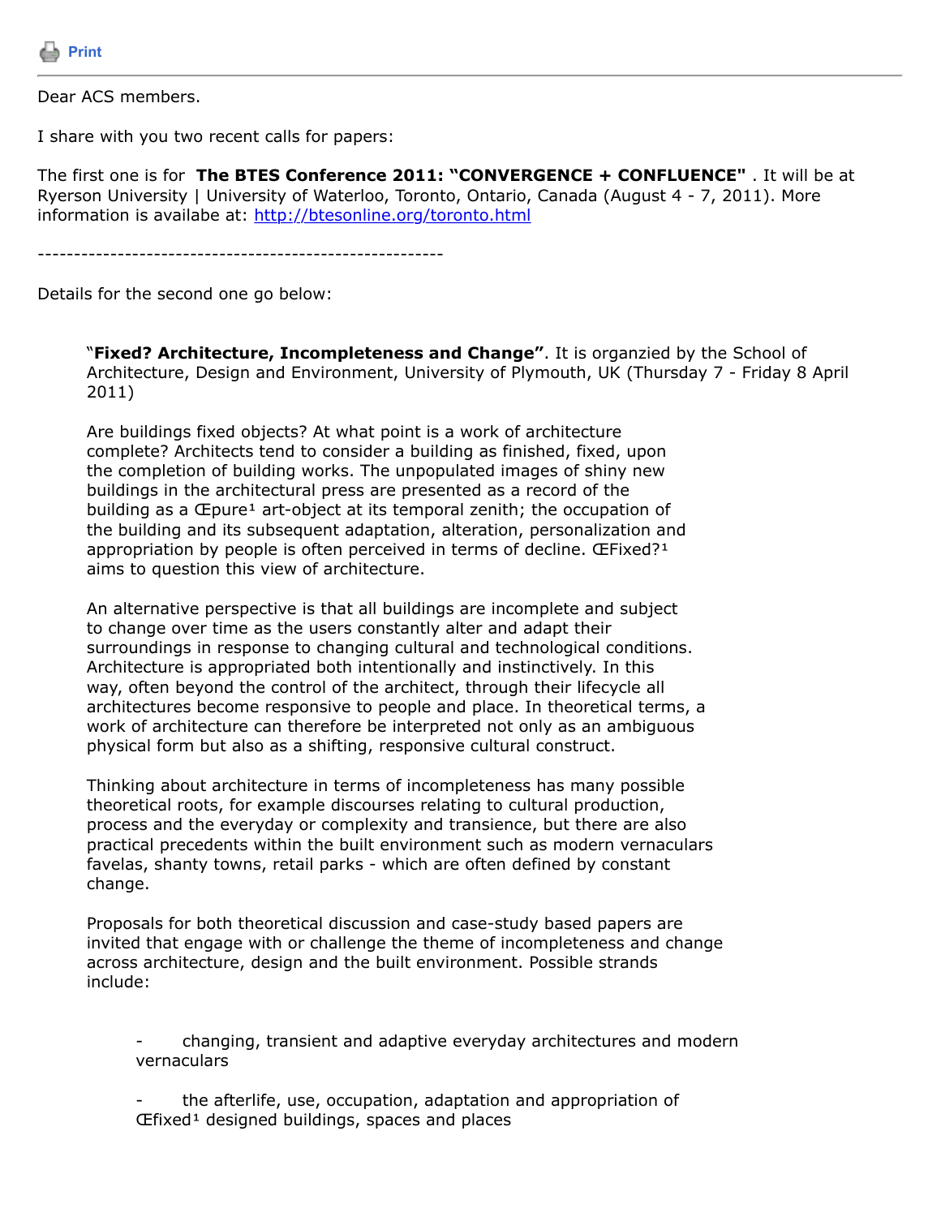Print

Dear ACS members.

I share with you two recent calls for papers:

The first one is for **The BTES Conference 2011: "CONVERGENCE + CONFLUENCE"** . It will be at Ryerson University | University of Waterloo, Toronto, Ontario, Canada (August 4 - 7, 2011). More information is availabe at: http://btesonline.org/toronto.html

---------------------------------------------------------

Details for the second one go below:

> "**Fixed? Architecture, Incompleteness and Change"**. It is organzied by the School of Architecture, Design and Environment, University of Plymouth, UK (Thursday 7 - Friday 8 April 2011)
>
> Are buildings fixed objects? At what point is a work of architecture complete? Architects tend to consider a building as finished, fixed, upon the completion of building works. The unpopulated images of shiny new buildings in the architectural press are presented as a record of the building as a Œpure¹ art-object at its temporal zenith; the occupation of the building and its subsequent adaptation, alteration, personalization and appropriation by people is often perceived in terms of decline. ŒFixed?¹ aims to question this view of architecture.
>
> An alternative perspective is that all buildings are incomplete and subject to change over time as the users constantly alter and adapt their surroundings in response to changing cultural and technological conditions. Architecture is appropriated both intentionally and instinctively. In this way, often beyond the control of the architect, through their lifecycle all architectures become responsive to people and place. In theoretical terms, a work of architecture can therefore be interpreted not only as an ambiguous physical form but also as a shifting, responsive cultural construct.
>
> Thinking about architecture in terms of incompleteness has many possible theoretical roots, for example discourses relating to cultural production, process and the everyday or complexity and transience, but there are also practical precedents within the built environment such as modern vernaculars favelas, shanty towns, retail parks - which are often defined by constant change.
>
> Proposals for both theoretical discussion and case-study based papers are invited that engage with or challenge the theme of incompleteness and change across architecture, design and the built environment. Possible strands include:
>
> - changing, transient and adaptive everyday architectures and modern vernaculars
>
> - the afterlife, use, occupation, adaptation and appropriation of Œfixed¹ designed buildings, spaces and places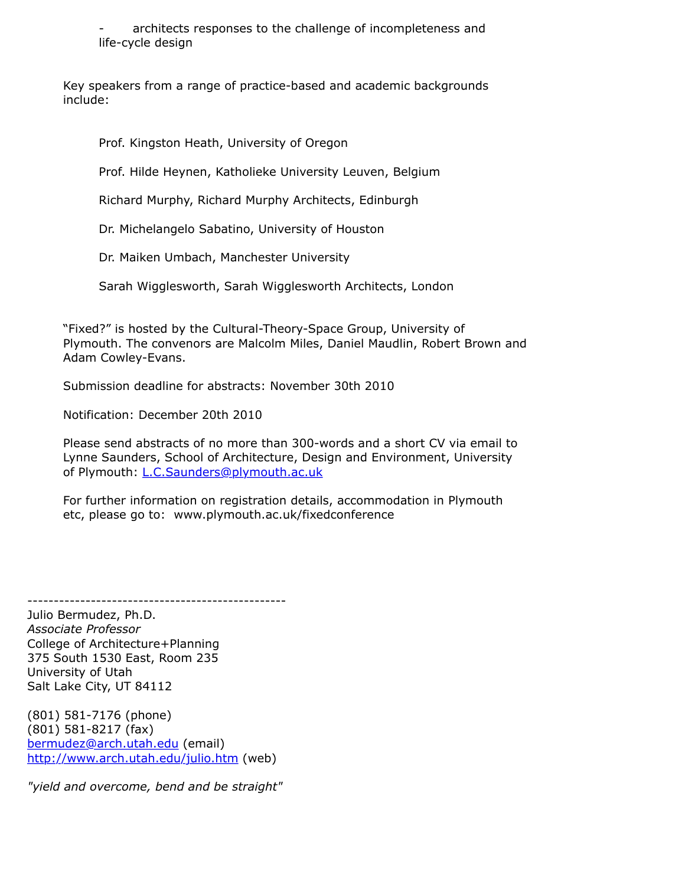- architects responses to the challenge of incompleteness and life-cycle design

Key speakers from a range of practice-based and academic backgrounds include:

Prof. Kingston Heath, University of Oregon

Prof. Hilde Heynen, Katholieke University Leuven, Belgium

Richard Murphy, Richard Murphy Architects, Edinburgh

Dr. Michelangelo Sabatino, University of Houston

Dr. Maiken Umbach, Manchester University

Sarah Wigglesworth, Sarah Wigglesworth Architects, London

“Fixed?” is hosted by the Cultural-Theory-Space Group, University of Plymouth. The convenors are Malcolm Miles, Daniel Maudlin, Robert Brown and Adam Cowley-Evans.

Submission deadline for abstracts: November 30th 2010

Notification: December 20th 2010

Please send abstracts of no more than 300-words and a short CV via email to Lynne Saunders, School of Architecture, Design and Environment, University of Plymouth: L.C.Saunders@plymouth.ac.uk

For further information on registration details, accommodation in Plymouth etc, please go to: www.plymouth.ac.uk/fixedconference

-------------------------------------------------
Julio Bermudez, Ph.D.
*Associate Professor*
College of Architecture+Planning
375 South 1530 East, Room 235
University of Utah
Salt Lake City, UT 84112

(801) 581-7176 (phone)
(801) 581-8217 (fax)
bermudez@arch.utah.edu (email)
http://www.arch.utah.edu/julio.htm (web)

*"yield and overcome, bend and be straight"*